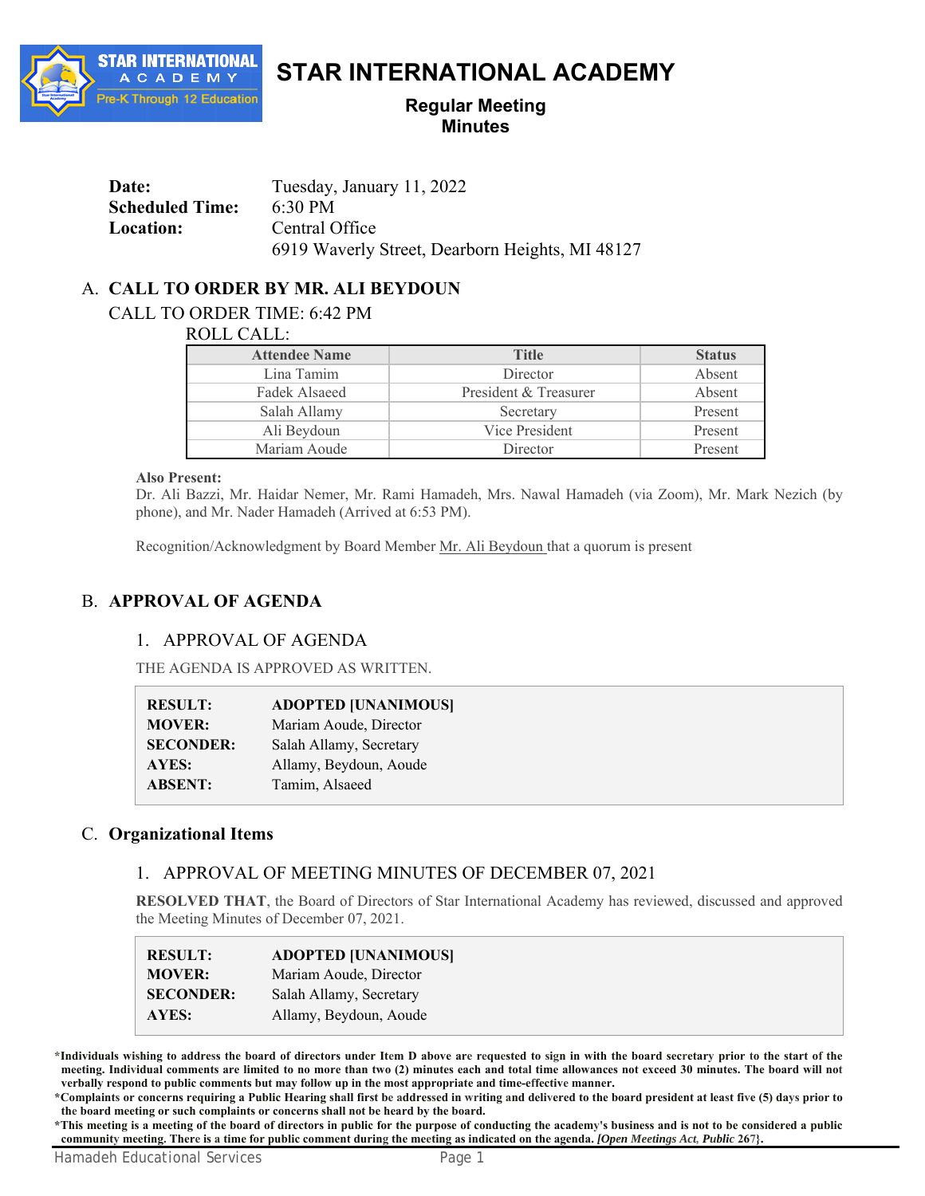# STAR INTERNATIONAL ACADEMY

## Regular Meeting
## Minutes

| | |
|---|---|
| **Date:** | Tuesday, January 11, 2022 |
| **Scheduled Time:** | 6:30 PM |
| **Location:** | Central Office<br>6919 Waverly Street, Dearborn Heights, MI 48127 |

## A. CALL TO ORDER BY MR. ALI BEYDOUN

CALL TO ORDER TIME: 6:42 PM

ROLL CALL:

| Attendee Name | Title | Status |
|---|---|---|
| Lina Tamim | Director | Absent |
| Fadek Alsaeed | President & Treasurer | Absent |
| Salah Allamy | Secretary | Present |
| Ali Beydoun | Vice President | Present |
| Mariam Aoude | Director | Present |

**Also Present:**
Dr. Ali Bazzi, Mr. Haidar Nemer, Mr. Rami Hamadeh, Mrs. Nawal Hamadeh (via Zoom), Mr. Mark Nezich (by phone), and Mr. Nader Hamadeh (Arrived at 6:53 PM).

Recognition/Acknowledgment by Board Member Mr. Ali Beydoun that a quorum is present

## B. APPROVAL OF AGENDA

### 1. APPROVAL OF AGENDA

THE AGENDA IS APPROVED AS WRITTEN.

| | |
|---|---|
| **RESULT:** | **ADOPTED [UNANIMOUS]** |
| **MOVER:** | Mariam Aoude, Director |
| **SECONDER:** | Salah Allamy, Secretary |
| **AYES:** | Allamy, Beydoun, Aoude |
| **ABSENT:** | Tamim, Alsaeed |

## C. Organizational Items

### 1. APPROVAL OF MEETING MINUTES OF DECEMBER 07, 2021

**RESOLVED THAT**, the Board of Directors of Star International Academy has reviewed, discussed and approved the Meeting Minutes of December 07, 2021.

| | |
|---|---|
| **RESULT:** | **ADOPTED [UNANIMOUS]** |
| **MOVER:** | Mariam Aoude, Director |
| **SECONDER:** | Salah Allamy, Secretary |
| **AYES:** | Allamy, Beydoun, Aoude |

**\*Individuals wishing to address the board of directors under Item D above are requested to sign in with the board secretary prior to the start of the meeting. Individual comments are limited to no more than two (2) minutes each and total time allowances not exceed 30 minutes. The board will not verbally respond to public comments but may follow up in the most appropriate and time-effective manner.**

**\*Complaints or concerns requiring a Public Hearing shall first be addressed in writing and delivered to the board president at least five (5) days prior to the board meeting or such complaints or concerns shall not be heard by the board.**

**\*This meeting is a meeting of the board of directors in public for the purpose of conducting the academy's business and is not to be considered a public community meeting. There is a time for public comment during the meeting as indicated on the agenda. *[Open Meetings Act, Public* 267}.**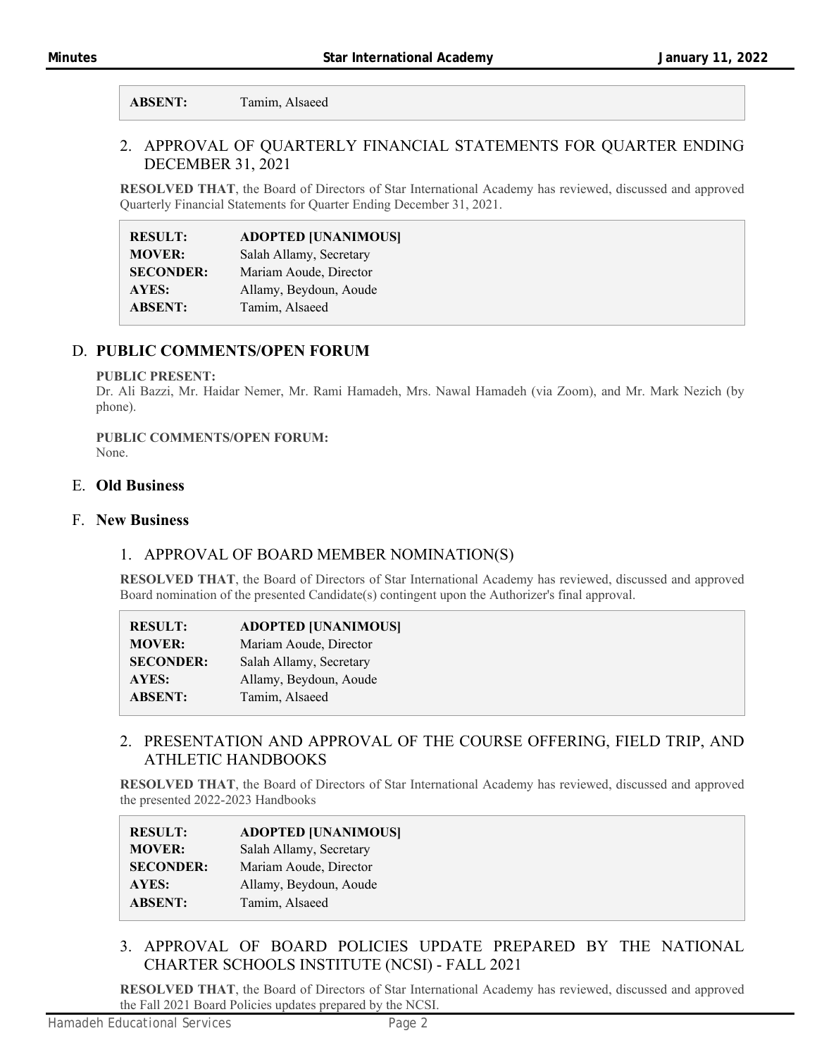| | |
|---|---|
| **ABSENT:** | Tamim, Alsaeed |

### 2. APPROVAL OF QUARTERLY FINANCIAL STATEMENTS FOR QUARTER ENDING DECEMBER 31, 2021

**RESOLVED THAT**, the Board of Directors of Star International Academy has reviewed, discussed and approved Quarterly Financial Statements for Quarter Ending December 31, 2021.

| | |
|---|---|
| **RESULT:** | **ADOPTED [UNANIMOUS]** |
| **MOVER:** | Salah Allamy, Secretary |
| **SECONDER:** | Mariam Aoude, Director |
| **AYES:** | Allamy, Beydoun, Aoude |
| **ABSENT:** | Tamim, Alsaeed |

## D. PUBLIC COMMENTS/OPEN FORUM

**PUBLIC PRESENT:**
Dr. Ali Bazzi, Mr. Haidar Nemer, Mr. Rami Hamadeh, Mrs. Nawal Hamadeh (via Zoom), and Mr. Mark Nezich (by phone).

**PUBLIC COMMENTS/OPEN FORUM:**
None.

## E. Old Business

## F. New Business

### 1. APPROVAL OF BOARD MEMBER NOMINATION(S)

**RESOLVED THAT**, the Board of Directors of Star International Academy has reviewed, discussed and approved Board nomination of the presented Candidate(s) contingent upon the Authorizer's final approval.

| | |
|---|---|
| **RESULT:** | **ADOPTED [UNANIMOUS]** |
| **MOVER:** | Mariam Aoude, Director |
| **SECONDER:** | Salah Allamy, Secretary |
| **AYES:** | Allamy, Beydoun, Aoude |
| **ABSENT:** | Tamim, Alsaeed |

### 2. PRESENTATION AND APPROVAL OF THE COURSE OFFERING, FIELD TRIP, AND ATHLETIC HANDBOOKS

**RESOLVED THAT**, the Board of Directors of Star International Academy has reviewed, discussed and approved the presented 2022-2023 Handbooks

| | |
|---|---|
| **RESULT:** | **ADOPTED [UNANIMOUS]** |
| **MOVER:** | Salah Allamy, Secretary |
| **SECONDER:** | Mariam Aoude, Director |
| **AYES:** | Allamy, Beydoun, Aoude |
| **ABSENT:** | Tamim, Alsaeed |

### 3. APPROVAL OF BOARD POLICIES UPDATE PREPARED BY THE NATIONAL CHARTER SCHOOLS INSTITUTE (NCSI) - FALL 2021

**RESOLVED THAT**, the Board of Directors of Star International Academy has reviewed, discussed and approved the Fall 2021 Board Policies updates prepared by the NCSI.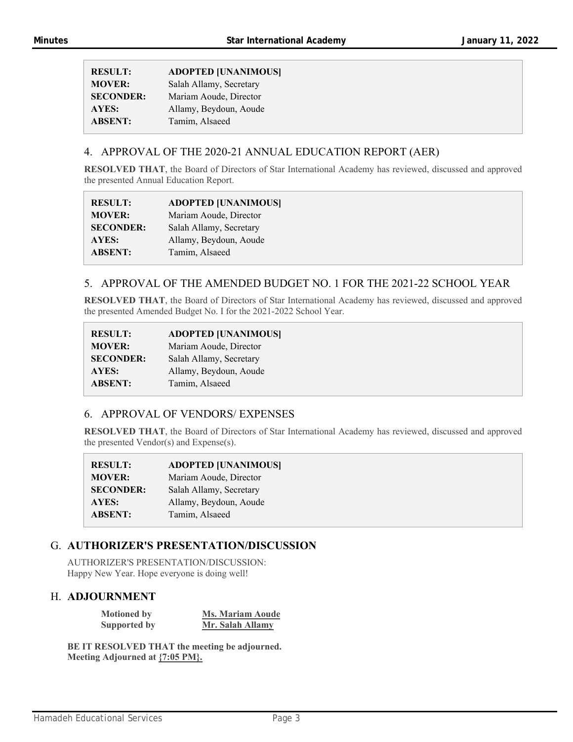| | |
|---|---|
| **RESULT:** | **ADOPTED [UNANIMOUS]** |
| **MOVER:** | Salah Allamy, Secretary |
| **SECONDER:** | Mariam Aoude, Director |
| **AYES:** | Allamy, Beydoun, Aoude |
| **ABSENT:** | Tamim, Alsaeed |

### 4. APPROVAL OF THE 2020-21 ANNUAL EDUCATION REPORT (AER)

**RESOLVED THAT**, the Board of Directors of Star International Academy has reviewed, discussed and approved the presented Annual Education Report.

| | |
|---|---|
| **RESULT:** | **ADOPTED [UNANIMOUS]** |
| **MOVER:** | Mariam Aoude, Director |
| **SECONDER:** | Salah Allamy, Secretary |
| **AYES:** | Allamy, Beydoun, Aoude |
| **ABSENT:** | Tamim, Alsaeed |

### 5. APPROVAL OF THE AMENDED BUDGET NO. 1 FOR THE 2021-22 SCHOOL YEAR

**RESOLVED THAT**, the Board of Directors of Star International Academy has reviewed, discussed and approved the presented Amended Budget No. I for the 2021-2022 School Year.

| | |
|---|---|
| **RESULT:** | **ADOPTED [UNANIMOUS]** |
| **MOVER:** | Mariam Aoude, Director |
| **SECONDER:** | Salah Allamy, Secretary |
| **AYES:** | Allamy, Beydoun, Aoude |
| **ABSENT:** | Tamim, Alsaeed |

### 6. APPROVAL OF VENDORS/ EXPENSES

**RESOLVED THAT**, the Board of Directors of Star International Academy has reviewed, discussed and approved the presented Vendor(s) and Expense(s).

| | |
|---|---|
| **RESULT:** | **ADOPTED [UNANIMOUS]** |
| **MOVER:** | Mariam Aoude, Director |
| **SECONDER:** | Salah Allamy, Secretary |
| **AYES:** | Allamy, Beydoun, Aoude |
| **ABSENT:** | Tamim, Alsaeed |

## G. AUTHORIZER'S PRESENTATION/DISCUSSION

AUTHORIZER'S PRESENTATION/DISCUSSION:
Happy New Year. Hope everyone is doing well!

## H. ADJOURNMENT

**Motioned by** **Ms. Mariam Aoude**
**Supported by** **Mr. Salah Allamy**

**BE IT RESOLVED THAT the meeting be adjourned.**
**Meeting Adjourned at {7:05 PM}.**